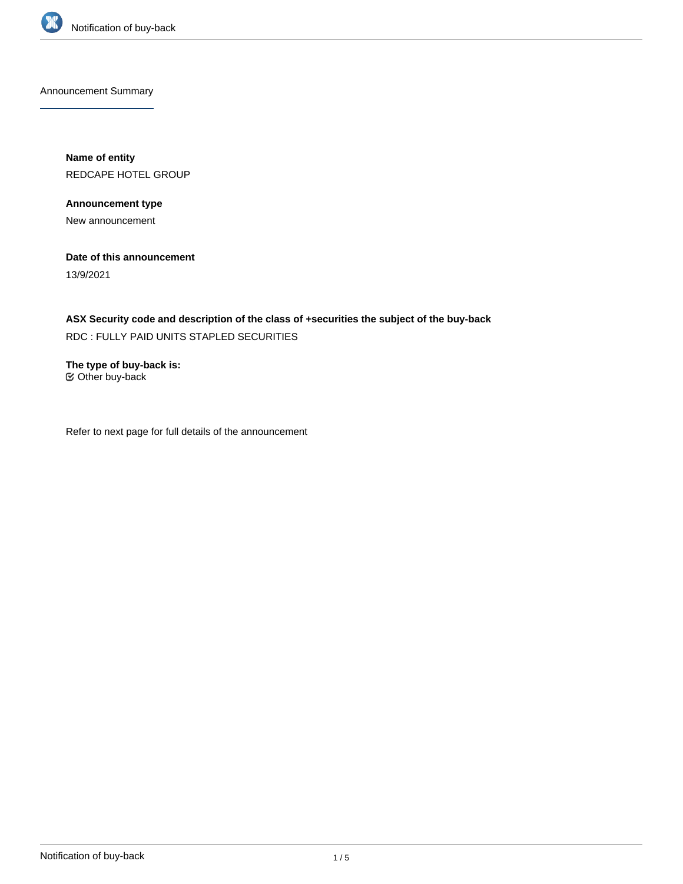## Announcement Summary

**Name of entity**

REDCAPE HOTEL GROUP

**Announcement type**

New announcement

**Date of this announcement**

13/9/2021

**ASX Security code and description of the class of +securities the subject of the buy-back**

RDC : FULLY PAID UNITS STAPLED SECURITIES

**The type of buy-back is:**

☑ Other buy-back

Refer to next page for full details of the announcement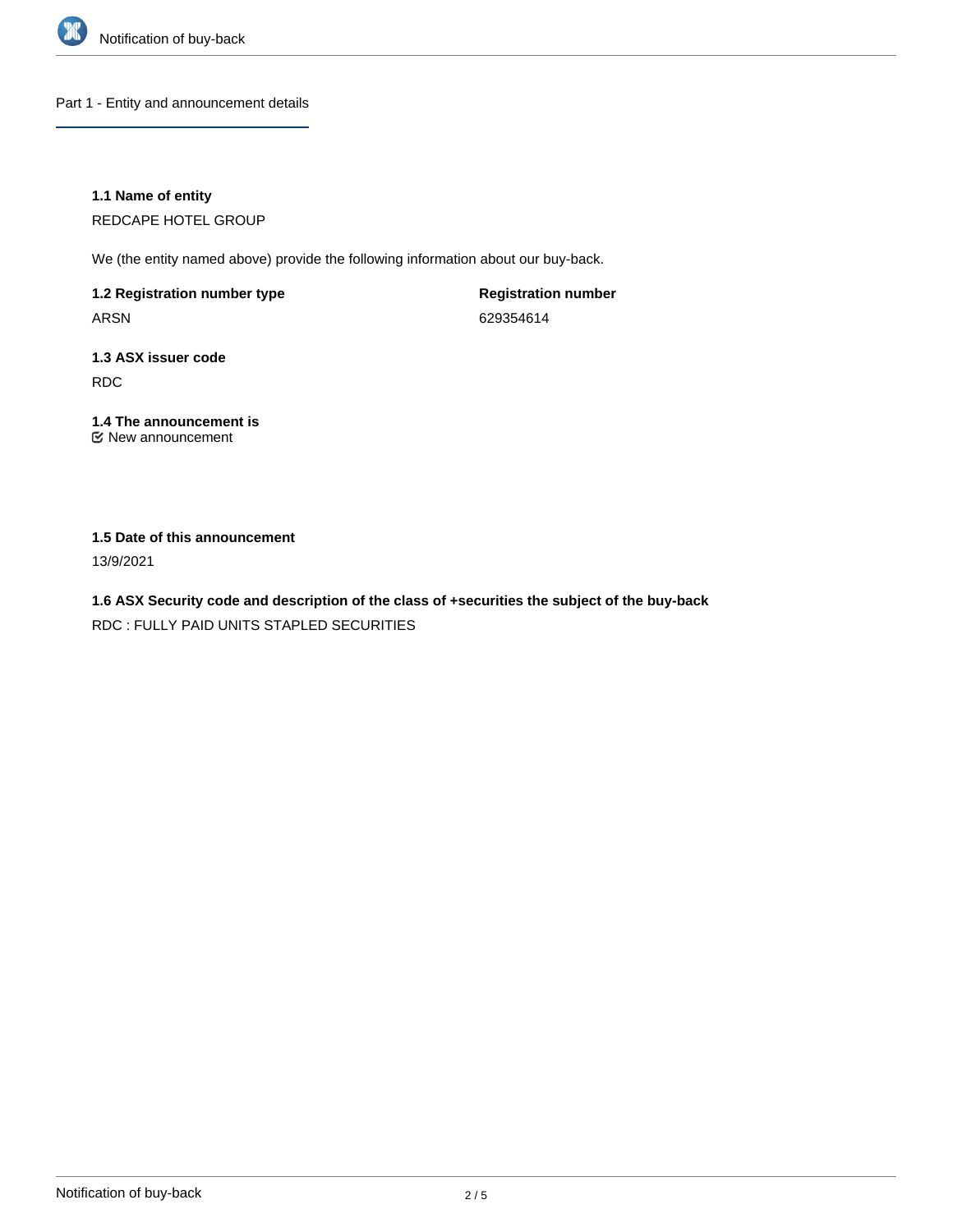## Part 1 - Entity and announcement details

**1.1 Name of entity**

REDCAPE HOTEL GROUP

We (the entity named above) provide the following information about our buy-back.

**1.2 Registration number type**

ARSN

**Registration number**

629354614

**1.3 ASX issuer code**

RDC

**1.4 The announcement is**

☑ New announcement

**1.5 Date of this announcement**

13/9/2021

**1.6 ASX Security code and description of the class of +securities the subject of the buy-back**

RDC : FULLY PAID UNITS STAPLED SECURITIES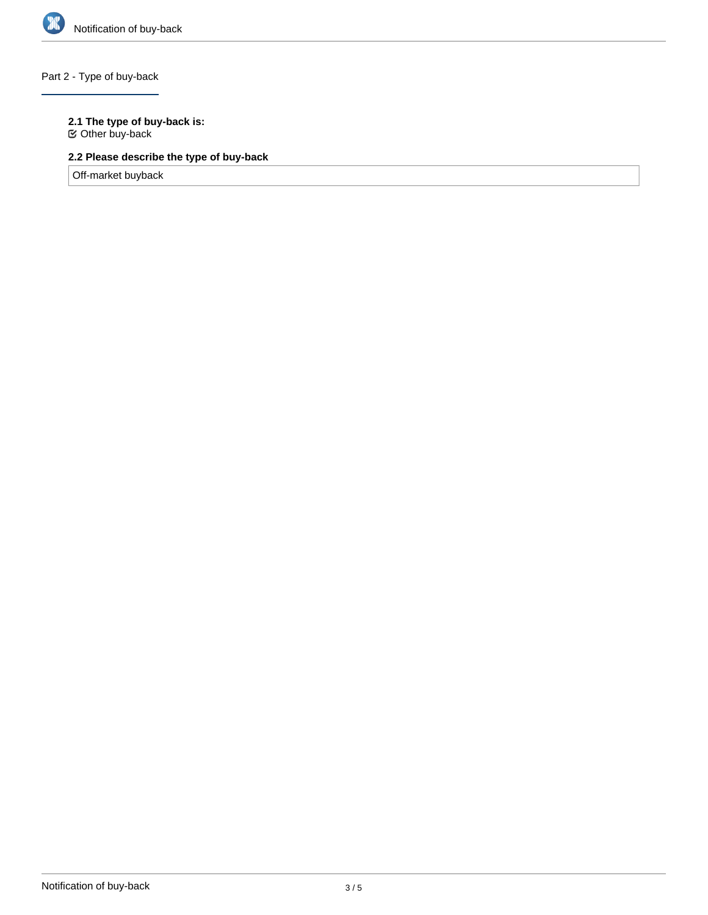## Part 2 - Type of buy-back

**2.1 The type of buy-back is:**

☑ Other buy-back

**2.2 Please describe the type of buy-back**

Off-market buyback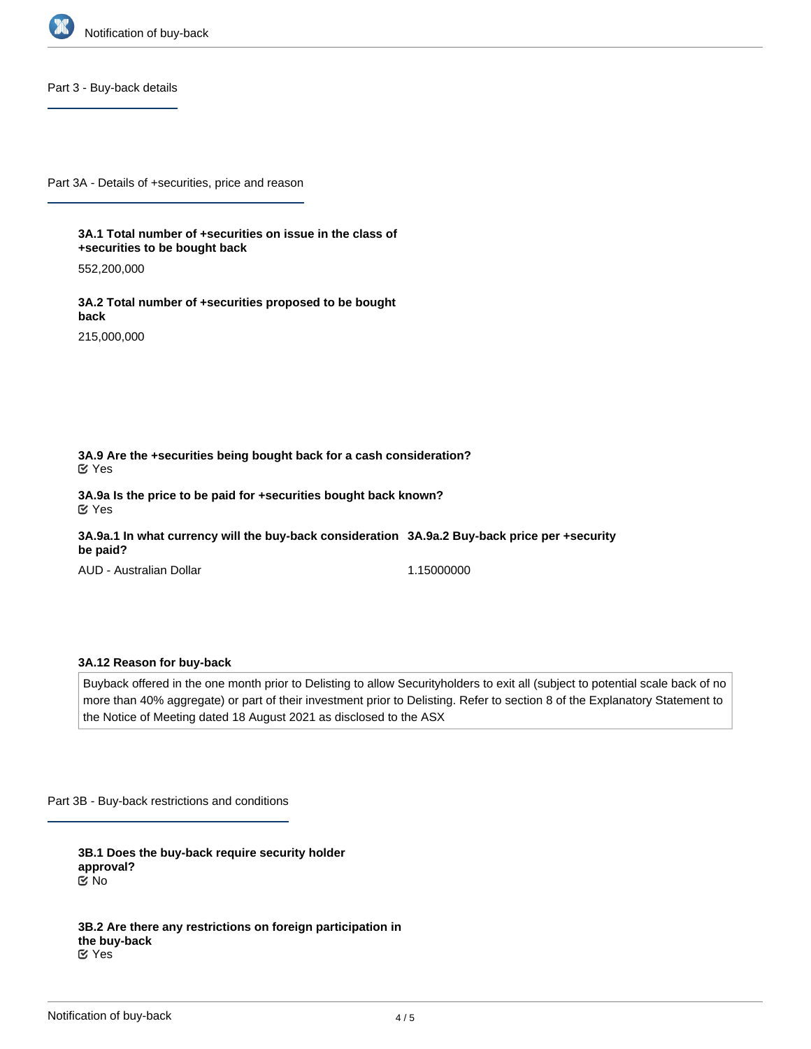## Part 3 - Buy-back details

### Part 3A - Details of +securities, price and reason

**3A.1 Total number of +securities on issue in the class of +securities to be bought back**

552,200,000

**3A.2 Total number of +securities proposed to be bought back**

215,000,000

**3A.9 Are the +securities being bought back for a cash consideration?**

Yes

**3A.9a Is the price to be paid for +securities bought back known?**

Yes

**3A.9a.1 In what currency will the buy-back consideration be paid?**

AUD - Australian Dollar

**3A.9a.2 Buy-back price per +security**

1.15000000

**3A.12 Reason for buy-back**

Buyback offered in the one month prior to Delisting to allow Securityholders to exit all (subject to potential scale back of no more than 40% aggregate) or part of their investment prior to Delisting. Refer to section 8 of the Explanatory Statement to the Notice of Meeting dated 18 August 2021 as disclosed to the ASX

### Part 3B - Buy-back restrictions and conditions

**3B.1 Does the buy-back require security holder approval?**

No

**3B.2 Are there any restrictions on foreign participation in the buy-back**

Yes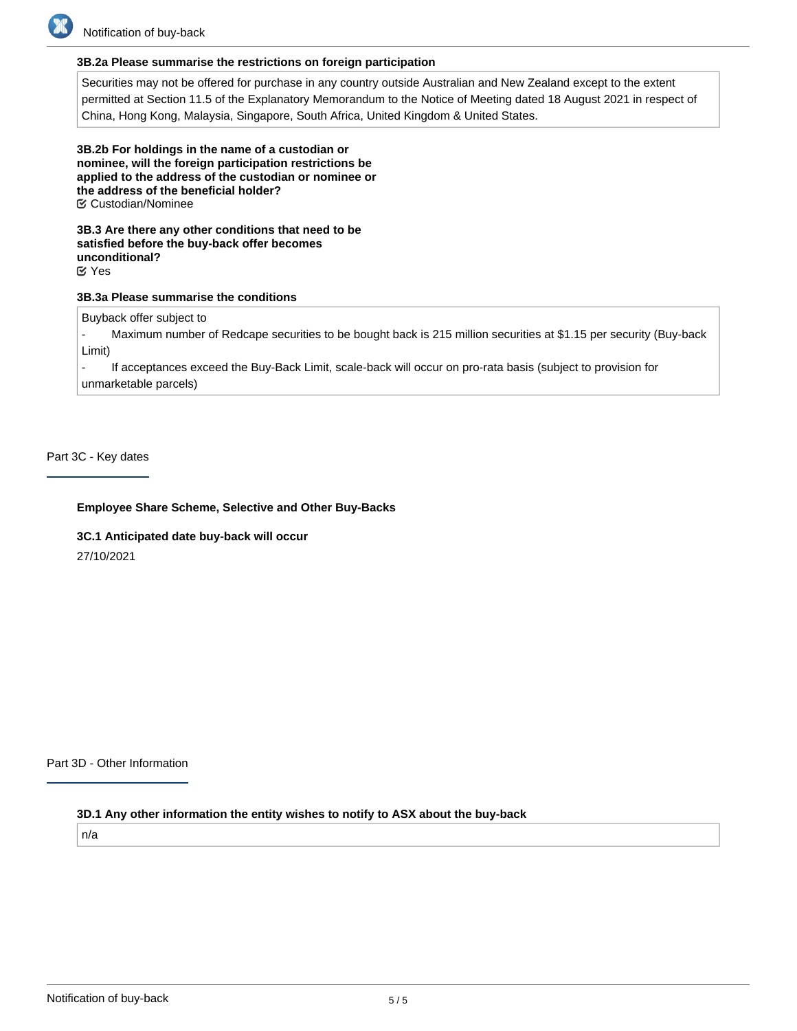**3B.2a Please summarise the restrictions on foreign participation**

Securities may not be offered for purchase in any country outside Australian and New Zealand except to the extent permitted at Section 11.5 of the Explanatory Memorandum to the Notice of Meeting dated 18 August 2021 in respect of China, Hong Kong, Malaysia, Singapore, South Africa, United Kingdom & United States.

**3B.2b For holdings in the name of a custodian or nominee, will the foreign participation restrictions be applied to the address of the custodian or nominee or the address of the beneficial holder?**

☑ Custodian/Nominee

**3B.3 Are there any other conditions that need to be satisfied before the buy-back offer becomes unconditional?**

☑ Yes

**3B.3a Please summarise the conditions**

Buyback offer subject to

- Maximum number of Redcape securities to be bought back is 215 million securities at $1.15 per security (Buy-back Limit)
- If acceptances exceed the Buy-Back Limit, scale-back will occur on pro-rata basis (subject to provision for unmarketable parcels)

## Part 3C - Key dates

**Employee Share Scheme, Selective and Other Buy-Backs**

**3C.1 Anticipated date buy-back will occur**

27/10/2021

## Part 3D - Other Information

**3D.1 Any other information the entity wishes to notify to ASX about the buy-back**

n/a